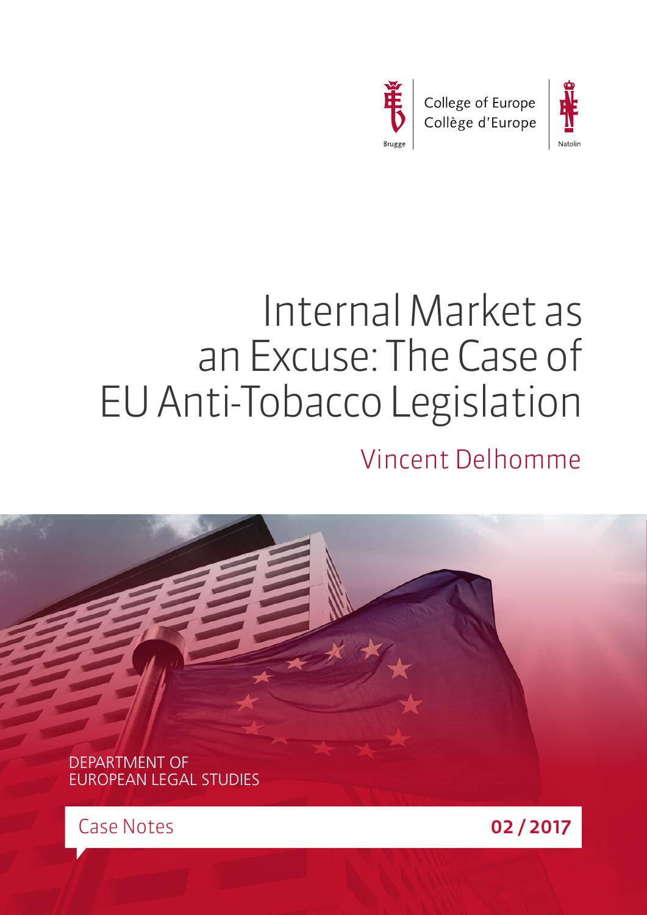College of Europe
Collège d'Europe

Brugge

Natolin

# Internal Market as an Excuse: The Case of EU Anti-Tobacco Legislation

Vincent Delhomme

DEPARTMENT OF EUROPEAN LEGAL STUDIES

Case Notes

**02 / 2017**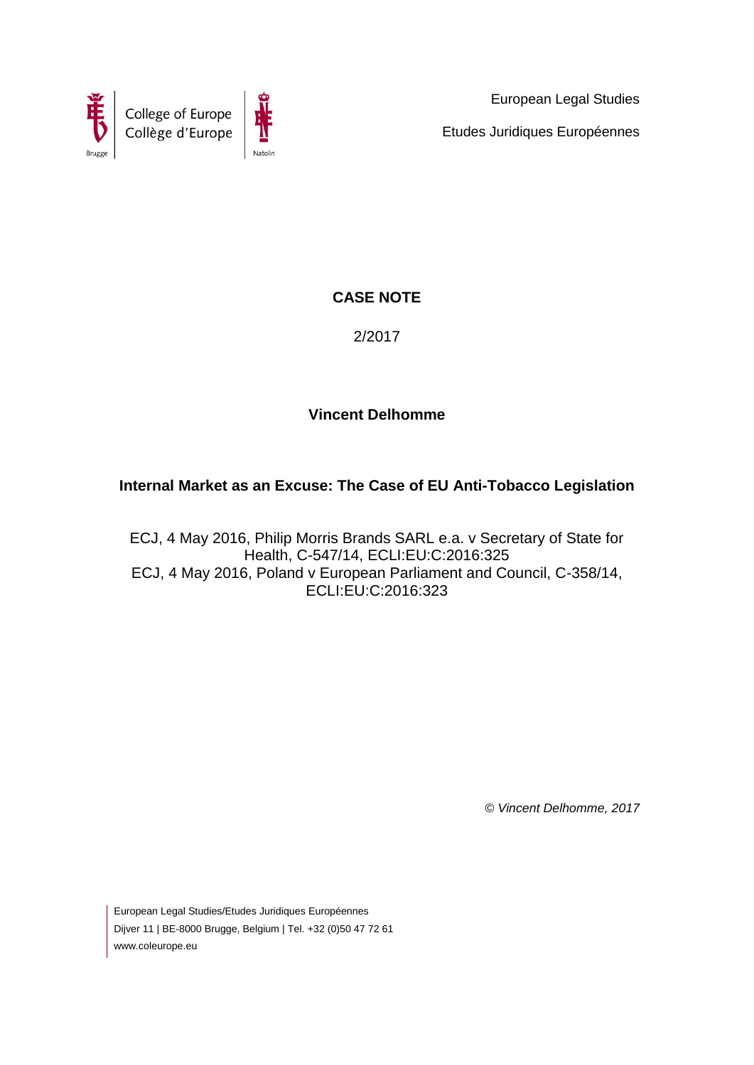European Legal Studies

Etudes Juridiques Européennes

**CASE NOTE**

2/2017

**Vincent Delhomme**

**Internal Market as an Excuse: The Case of EU Anti-Tobacco Legislation**

ECJ, 4 May 2016, Philip Morris Brands SARL e.a. v Secretary of State for Health, C-547/14, ECLI:EU:C:2016:325
ECJ, 4 May 2016, Poland v European Parliament and Council, C-358/14, ECLI:EU:C:2016:323

*© Vincent Delhomme, 2017*

European Legal Studies/Etudes Juridiques Européennes
Dijver 11 | BE-8000 Brugge, Belgium | Tel. +32 (0)50 47 72 61
www.coleurope.eu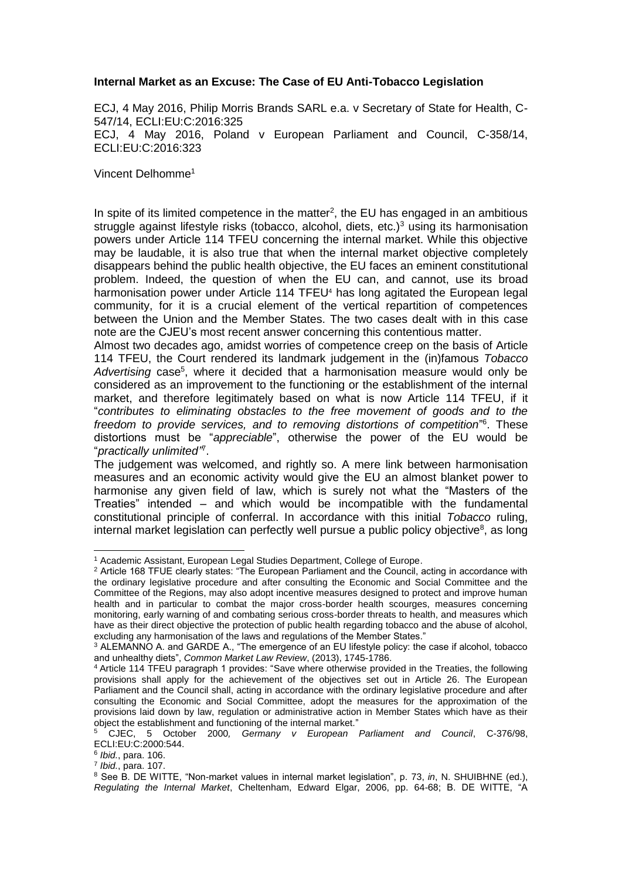**Internal Market as an Excuse: The Case of EU Anti-Tobacco Legislation**

ECJ, 4 May 2016, Philip Morris Brands SARL e.a. v Secretary of State for Health, C-547/14, ECLI:EU:C:2016:325

ECJ, 4 May 2016, Poland v European Parliament and Council, C-358/14, ECLI:EU:C:2016:323

Vincent Delhomme[1]

In spite of its limited competence in the matter[2], the EU has engaged in an ambitious struggle against lifestyle risks (tobacco, alcohol, diets, etc.)[3] using its harmonisation powers under Article 114 TFEU concerning the internal market. While this objective may be laudable, it is also true that when the internal market objective completely disappears behind the public health objective, the EU faces an eminent constitutional problem. Indeed, the question of when the EU can, and cannot, use its broad harmonisation power under Article 114 TFEU[4] has long agitated the European legal community, for it is a crucial element of the vertical repartition of competences between the Union and the Member States. The two cases dealt with in this case note are the CJEU's most recent answer concerning this contentious matter.

Almost two decades ago, amidst worries of competence creep on the basis of Article 114 TFEU, the Court rendered its landmark judgement in the (in)famous *Tobacco Advertising* case[5], where it decided that a harmonisation measure would only be considered as an improvement to the functioning or the establishment of the internal market, and therefore legitimately based on what is now Article 114 TFEU, if it "*contributes to eliminating obstacles to the free movement of goods and to the freedom to provide services, and to removing distortions of competition*"[6]. These distortions must be "*appreciable*", otherwise the power of the EU would be "*practically unlimited"*[7].

The judgement was welcomed, and rightly so. A mere link between harmonisation measures and an economic activity would give the EU an almost blanket power to harmonise any given field of law, which is surely not what the "Masters of the Treaties" intended – and which would be incompatible with the fundamental constitutional principle of conferral. In accordance with this initial *Tobacco* ruling, internal market legislation can perfectly well pursue a public policy objective[8], as long

---

[1] Academic Assistant, European Legal Studies Department, College of Europe.

[2] Article 168 TFUE clearly states: "The European Parliament and the Council, acting in accordance with the ordinary legislative procedure and after consulting the Economic and Social Committee and the Committee of the Regions, may also adopt incentive measures designed to protect and improve human health and in particular to combat the major cross-border health scourges, measures concerning monitoring, early warning of and combating serious cross-border threats to health, and measures which have as their direct objective the protection of public health regarding tobacco and the abuse of alcohol, excluding any harmonisation of the laws and regulations of the Member States."

[3] ALEMANNO A. and GARDE A., "The emergence of an EU lifestyle policy: the case if alcohol, tobacco and unhealthy diets", *Common Market Law Review*, (2013), 1745-1786.

[4] Article 114 TFEU paragraph 1 provides: "Save where otherwise provided in the Treaties, the following provisions shall apply for the achievement of the objectives set out in Article 26. The European Parliament and the Council shall, acting in accordance with the ordinary legislative procedure and after consulting the Economic and Social Committee, adopt the measures for the approximation of the provisions laid down by law, regulation or administrative action in Member States which have as their object the establishment and functioning of the internal market."

[5] CJEC, 5 October 2000*, Germany v European Parliament and Council*, C-376/98, ECLI:EU:C:2000:544.

[6] *Ibid.*, para. 106.

[7] *Ibid.*, para. 107.

[8] See B. DE WITTE, "Non-market values in internal market legislation", p. 73, *in*, N. SHUIBHNE (ed.), *Regulating the Internal Market*, Cheltenham, Edward Elgar, 2006, pp. 64-68; B. DE WITTE, "A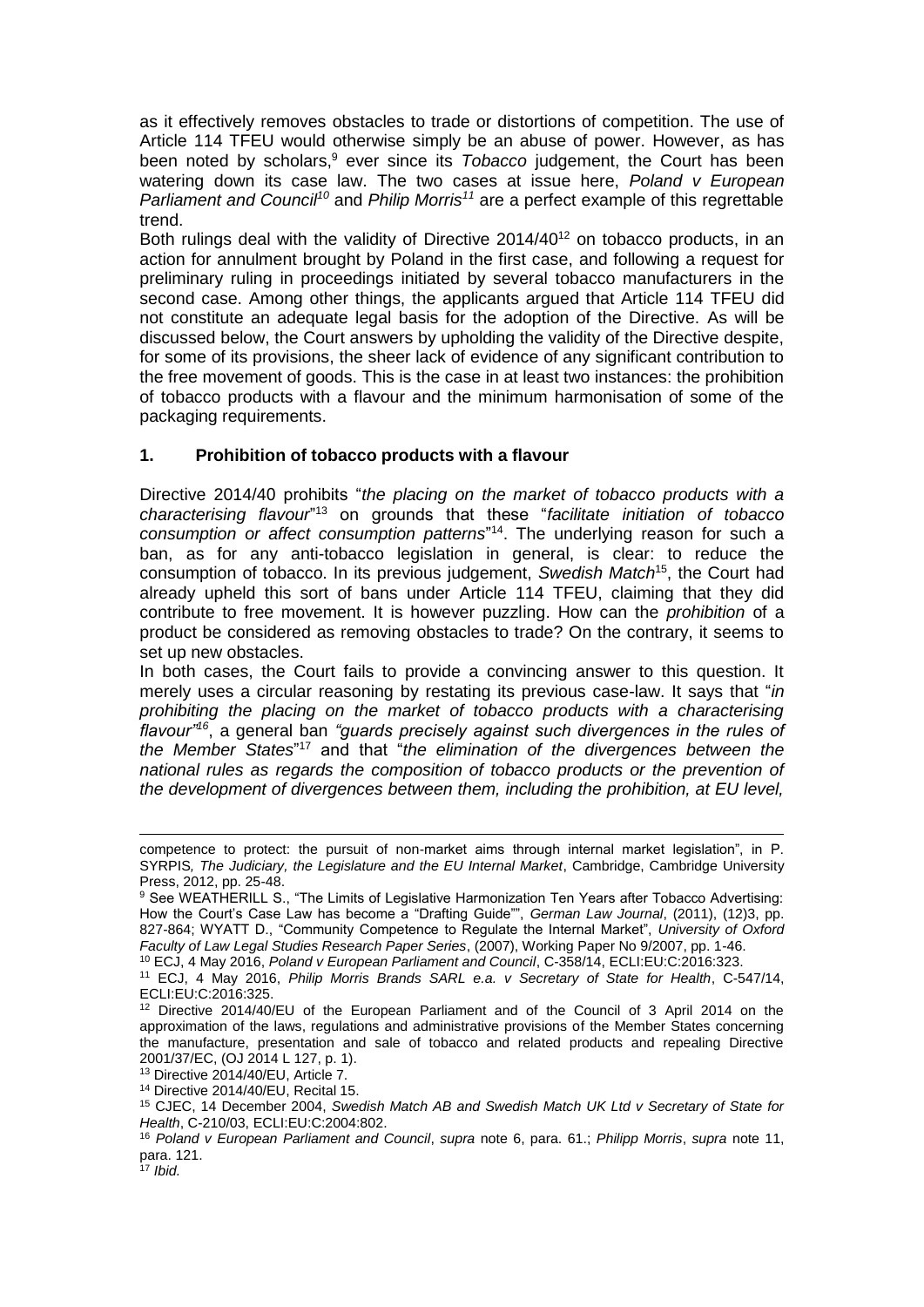as it effectively removes obstacles to trade or distortions of competition. The use of Article 114 TFEU would otherwise simply be an abuse of power. However, as has been noted by scholars,[9] ever since its *Tobacco* judgement, the Court has been watering down its case law. The two cases at issue here, *Poland v European Parliament and Council*[10] and *Philip Morris*[11] are a perfect example of this regrettable trend.

Both rulings deal with the validity of Directive 2014/40[12] on tobacco products, in an action for annulment brought by Poland in the first case, and following a request for preliminary ruling in proceedings initiated by several tobacco manufacturers in the second case. Among other things, the applicants argued that Article 114 TFEU did not constitute an adequate legal basis for the adoption of the Directive. As will be discussed below, the Court answers by upholding the validity of the Directive despite, for some of its provisions, the sheer lack of evidence of any significant contribution to the free movement of goods. This is the case in at least two instances: the prohibition of tobacco products with a flavour and the minimum harmonisation of some of the packaging requirements.

## 1. Prohibition of tobacco products with a flavour

Directive 2014/40 prohibits "*the placing on the market of tobacco products with a characterising flavour*"[13] on grounds that these "*facilitate initiation of tobacco consumption or affect consumption patterns*"[14]. The underlying reason for such a ban, as for any anti-tobacco legislation in general, is clear: to reduce the consumption of tobacco. In its previous judgement, *Swedish Match*[15], the Court had already upheld this sort of bans under Article 114 TFEU, claiming that they did contribute to free movement. It is however puzzling. How can the *prohibition* of a product be considered as removing obstacles to trade? On the contrary, it seems to set up new obstacles.

In both cases, the Court fails to provide a convincing answer to this question. It merely uses a circular reasoning by restating its previous case-law. It says that "*in prohibiting the placing on the market of tobacco products with a characterising flavour*"[16], a general ban "*guards precisely against such divergences in the rules of the Member States*"[17] and that "*the elimination of the divergences between the national rules as regards the composition of tobacco products or the prevention of the development of divergences between them, including the prohibition, at EU level,*

---

competence to protect: the pursuit of non-market aims through internal market legislation", in P. SYRPIS*, The Judiciary, the Legislature and the EU Internal Market*, Cambridge, Cambridge University Press, 2012, pp. 25-48.

[9] See WEATHERILL S., "The Limits of Legislative Harmonization Ten Years after Tobacco Advertising: How the Court's Case Law has become a "Drafting Guide"", *German Law Journal*, (2011), (12)3, pp. 827-864; WYATT D., "Community Competence to Regulate the Internal Market", *University of Oxford Faculty of Law Legal Studies Research Paper Series*, (2007), Working Paper No 9/2007, pp. 1-46.

[10] ECJ, 4 May 2016, *Poland v European Parliament and Council*, C-358/14, ECLI:EU:C:2016:323.

[11] ECJ, 4 May 2016, *Philip Morris Brands SARL e.a. v Secretary of State for Health*, C-547/14, ECLI:EU:C:2016:325.

[12] Directive 2014/40/EU of the European Parliament and of the Council of 3 April 2014 on the approximation of the laws, regulations and administrative provisions of the Member States concerning the manufacture, presentation and sale of tobacco and related products and repealing Directive 2001/37/EC, (OJ 2014 L 127, p. 1).

[13] Directive 2014/40/EU, Article 7.

[14] Directive 2014/40/EU, Recital 15.

[15] CJEC, 14 December 2004, *Swedish Match AB and Swedish Match UK Ltd v Secretary of State for Health*, C-210/03, ECLI:EU:C:2004:802.

[16] *Poland v European Parliament and Council*, *supra* note 6, para. 61.; *Philipp Morris*, *supra* note 11, para. 121.

[17] *Ibid.*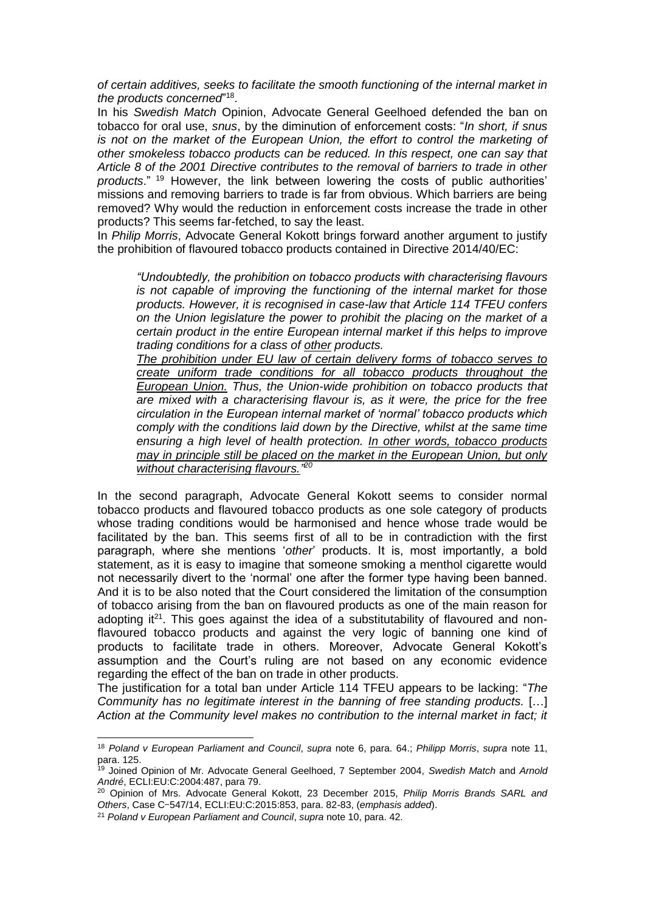*of certain additives, seeks to facilitate the smooth functioning of the internal market in the products concerned*"[18].

In his *Swedish Match* Opinion, Advocate General Geelhoed defended the ban on tobacco for oral use, *snus*, by the diminution of enforcement costs: "*In short, if snus is not on the market of the European Union, the effort to control the marketing of other smokeless tobacco products can be reduced. In this respect, one can say that Article 8 of the 2001 Directive contributes to the removal of barriers to trade in other products*." [19] However, the link between lowering the costs of public authorities' missions and removing barriers to trade is far from obvious. Which barriers are being removed? Why would the reduction in enforcement costs increase the trade in other products? This seems far-fetched, to say the least.

In *Philip Morris*, Advocate General Kokott brings forward another argument to justify the prohibition of flavoured tobacco products contained in Directive 2014/40/EC:

> *"Undoubtedly, the prohibition on tobacco products with characterising flavours is not capable of improving the functioning of the internal market for those products. However, it is recognised in case-law that Article 114 TFEU confers on the Union legislature the power to prohibit the placing on the market of a certain product in the entire European internal market if this helps to improve trading conditions for a class of other products.*
>
> *The prohibition under EU law of certain delivery forms of tobacco serves to create uniform trade conditions for all tobacco products throughout the European Union. Thus, the Union-wide prohibition on tobacco products that are mixed with a characterising flavour is, as it were, the price for the free circulation in the European internal market of 'normal' tobacco products which comply with the conditions laid down by the Directive, whilst at the same time ensuring a high level of health protection. In other words, tobacco products may in principle still be placed on the market in the European Union, but only without characterising flavours."*[20]

In the second paragraph, Advocate General Kokott seems to consider normal tobacco products and flavoured tobacco products as one sole category of products whose trading conditions would be harmonised and hence whose trade would be facilitated by the ban. This seems first of all to be in contradiction with the first paragraph, where she mentions '*other*' products. It is, most importantly, a bold statement, as it is easy to imagine that someone smoking a menthol cigarette would not necessarily divert to the 'normal' one after the former type having been banned. And it is to be also noted that the Court considered the limitation of the consumption of tobacco arising from the ban on flavoured products as one of the main reason for adopting it[21]. This goes against the idea of a substitutability of flavoured and non-flavoured tobacco products and against the very logic of banning one kind of products to facilitate trade in others. Moreover, Advocate General Kokott's assumption and the Court's ruling are not based on any economic evidence regarding the effect of the ban on trade in other products.

The justification for a total ban under Article 114 TFEU appears to be lacking: "*The Community has no legitimate interest in the banning of free standing products.* [...] *Action at the Community level makes no contribution to the internal market in fact; it*

---

[18] *Poland v European Parliament and Council*, *supra* note 6, para. 64.; *Philipp Morris*, *supra* note 11, para. 125.

[19] Joined Opinion of Mr. Advocate General Geelhoed, 7 September 2004, *Swedish Match* and *Arnold André*, ECLI:EU:C:2004:487, para 79.

[20] Opinion of Mrs. Advocate General Kokott, 23 December 2015, *Philip Morris Brands SARL and Others*, Case C‑547/14, ECLI:EU:C:2015:853, para. 82-83, (*emphasis added*).

[21] *Poland v European Parliament and Council*, *supra* note 10, para. 42.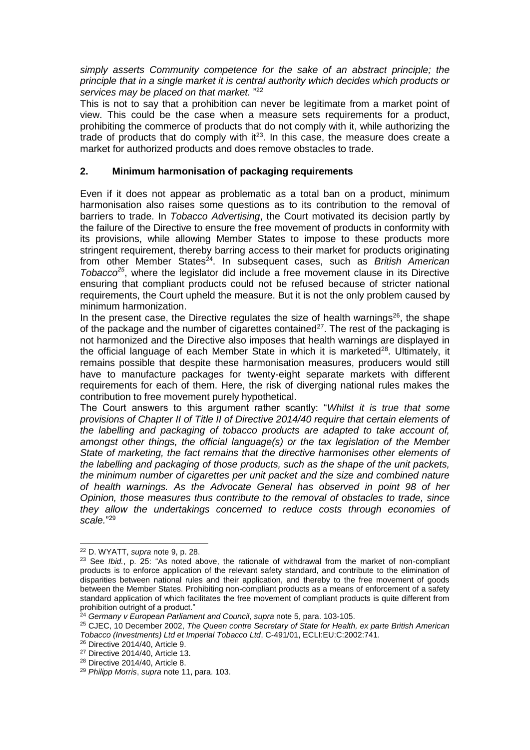*simply asserts Community competence for the sake of an abstract principle; the principle that in a single market it is central authority which decides which products or services may be placed on that market.* "[22]

This is not to say that a prohibition can never be legitimate from a market point of view. This could be the case when a measure sets requirements for a product, prohibiting the commerce of products that do not comply with it, while authorizing the trade of products that do comply with it[23]. In this case, the measure does create a market for authorized products and does remove obstacles to trade.

## 2. Minimum harmonisation of packaging requirements

Even if it does not appear as problematic as a total ban on a product, minimum harmonisation also raises some questions as to its contribution to the removal of barriers to trade. In *Tobacco Advertising*, the Court motivated its decision partly by the failure of the Directive to ensure the free movement of products in conformity with its provisions, while allowing Member States to impose to these products more stringent requirement, thereby barring access to their market for products originating from other Member States[24]. In subsequent cases, such as *British American Tobacco*[25], where the legislator did include a free movement clause in its Directive ensuring that compliant products could not be refused because of stricter national requirements, the Court upheld the measure. But it is not the only problem caused by minimum harmonization.

In the present case, the Directive regulates the size of health warnings[26], the shape of the package and the number of cigarettes contained[27]. The rest of the packaging is not harmonized and the Directive also imposes that health warnings are displayed in the official language of each Member State in which it is marketed[28]. Ultimately, it remains possible that despite these harmonisation measures, producers would still have to manufacture packages for twenty-eight separate markets with different requirements for each of them. Here, the risk of diverging national rules makes the contribution to free movement purely hypothetical.

The Court answers to this argument rather scantly: "*Whilst it is true that some provisions of Chapter II of Title II of Directive 2014/40 require that certain elements of the labelling and packaging of tobacco products are adapted to take account of, amongst other things, the official language(s) or the tax legislation of the Member State of marketing, the fact remains that the directive harmonises other elements of the labelling and packaging of those products, such as the shape of the unit packets, the minimum number of cigarettes per unit packet and the size and combined nature of health warnings. As the Advocate General has observed in point 98 of her Opinion, those measures thus contribute to the removal of obstacles to trade, since they allow the undertakings concerned to reduce costs through economies of scale.*"[29]

---

[22] D. WYATT, *supra* note 9, p. 28.

[23] See *Ibid.*, p. 25: "As noted above, the rationale of withdrawal from the market of non-compliant products is to enforce application of the relevant safety standard, and contribute to the elimination of disparities between national rules and their application, and thereby to the free movement of goods between the Member States. Prohibiting non-compliant products as a means of enforcement of a safety standard application of which facilitates the free movement of compliant products is quite different from prohibition outright of a product."

[24] *Germany v European Parliament and Council*, *supra* note 5, para. 103-105.

[25] CJEC, 10 December 2002, *The Queen contre Secretary of State for Health, ex parte British American Tobacco (Investments) Ltd et Imperial Tobacco Ltd*, C-491/01, ECLI:EU:C:2002:741.

[26] Directive 2014/40, Article 9.

[27] Directive 2014/40, Article 13.

[28] Directive 2014/40, Article 8.

[29] *Philipp Morris*, *supra* note 11, para. 103.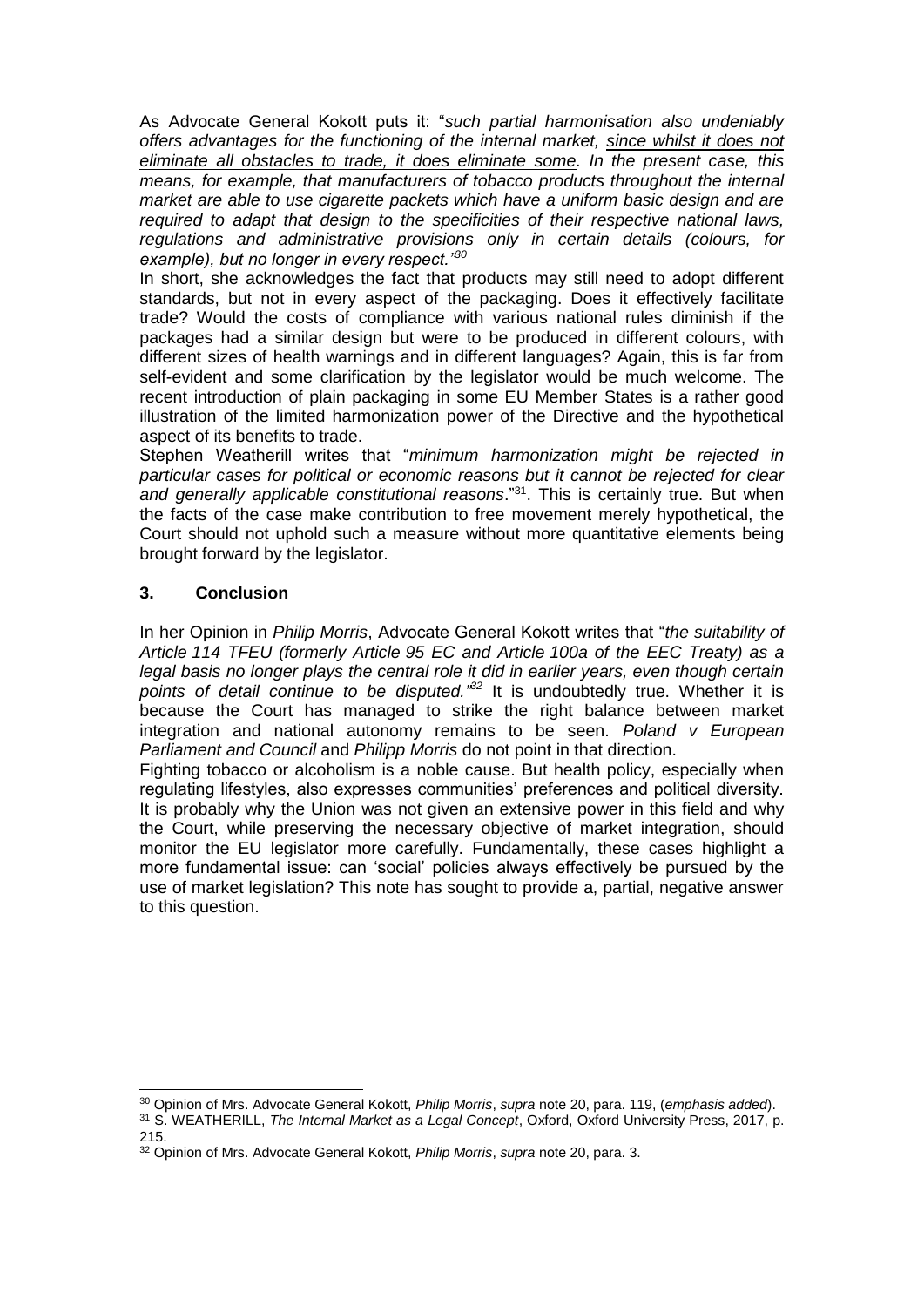As Advocate General Kokott puts it: "*such partial harmonisation also undeniably offers advantages for the functioning of the internal market, <u>since whilst it does not eliminate all obstacles to trade, it does eliminate some</u>. In the present case, this means, for example, that manufacturers of tobacco products throughout the internal market are able to use cigarette packets which have a uniform basic design and are required to adapt that design to the specificities of their respective national laws, regulations and administrative provisions only in certain details (colours, for example), but no longer in every respect.*"[30]

In short, she acknowledges the fact that products may still need to adopt different standards, but not in every aspect of the packaging. Does it effectively facilitate trade? Would the costs of compliance with various national rules diminish if the packages had a similar design but were to be produced in different colours, with different sizes of health warnings and in different languages? Again, this is far from self-evident and some clarification by the legislator would be much welcome. The recent introduction of plain packaging in some EU Member States is a rather good illustration of the limited harmonization power of the Directive and the hypothetical aspect of its benefits to trade.

Stephen Weatherill writes that "*minimum harmonization might be rejected in particular cases for political or economic reasons but it cannot be rejected for clear and generally applicable constitutional reasons*."[31]. This is certainly true. But when the facts of the case make contribution to free movement merely hypothetical, the Court should not uphold such a measure without more quantitative elements being brought forward by the legislator.

### 3. Conclusion

In her Opinion in *Philip Morris*, Advocate General Kokott writes that "*the suitability of Article 114 TFEU (formerly Article 95 EC and Article 100a of the EEC Treaty) as a legal basis no longer plays the central role it did in earlier years, even though certain points of detail continue to be disputed.*"[32] It is undoubtedly true. Whether it is because the Court has managed to strike the right balance between market integration and national autonomy remains to be seen. *Poland v European Parliament and Council* and *Philipp Morris* do not point in that direction.

Fighting tobacco or alcoholism is a noble cause. But health policy, especially when regulating lifestyles, also expresses communities' preferences and political diversity. It is probably why the Union was not given an extensive power in this field and why the Court, while preserving the necessary objective of market integration, should monitor the EU legislator more carefully. Fundamentally, these cases highlight a more fundamental issue: can 'social' policies always effectively be pursued by the use of market legislation? This note has sought to provide a, partial, negative answer to this question.

---

[30] Opinion of Mrs. Advocate General Kokott, *Philip Morris*, *supra* note 20, para. 119, (*emphasis added*).

[31] S. WEATHERILL, *The Internal Market as a Legal Concept*, Oxford, Oxford University Press, 2017, p. 215.

[32] Opinion of Mrs. Advocate General Kokott, *Philip Morris*, *supra* note 20, para. 3.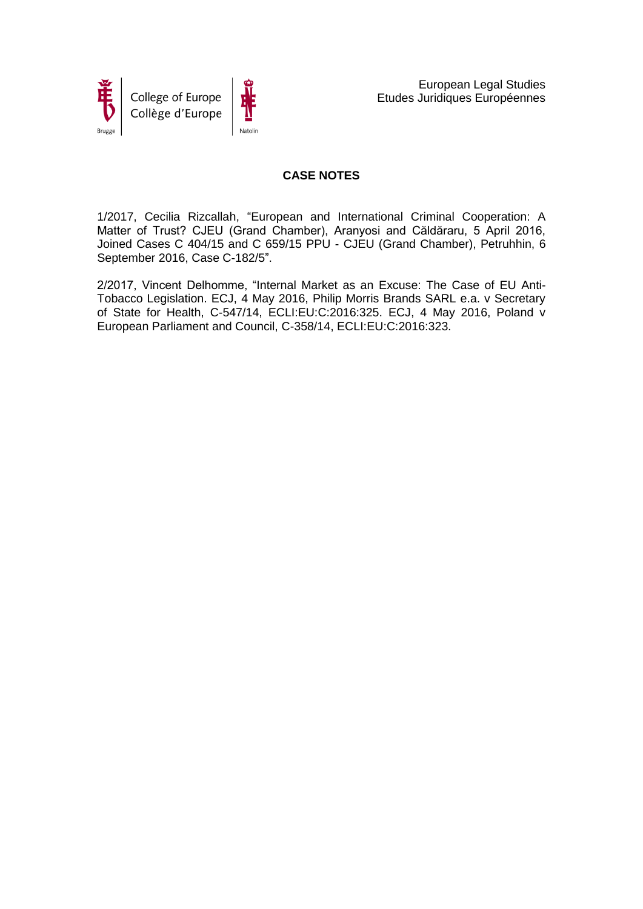College of Europe
Collège d'Europe

Brugge

Natolin

European Legal Studies
Etudes Juridiques Européennes

**CASE NOTES**

1/2017, Cecilia Rizcallah, "European and International Criminal Cooperation: A Matter of Trust? CJEU (Grand Chamber), Aranyosi and Căldăraru, 5 April 2016, Joined Cases C 404/15 and C 659/15 PPU - CJEU (Grand Chamber), Petruhhin, 6 September 2016, Case C-182/5".

2/2017, Vincent Delhomme, "Internal Market as an Excuse: The Case of EU Anti-Tobacco Legislation. ECJ, 4 May 2016, Philip Morris Brands SARL e.a. v Secretary of State for Health, C-547/14, ECLI:EU:C:2016:325. ECJ, 4 May 2016, Poland v European Parliament and Council, C-358/14, ECLI:EU:C:2016:323.